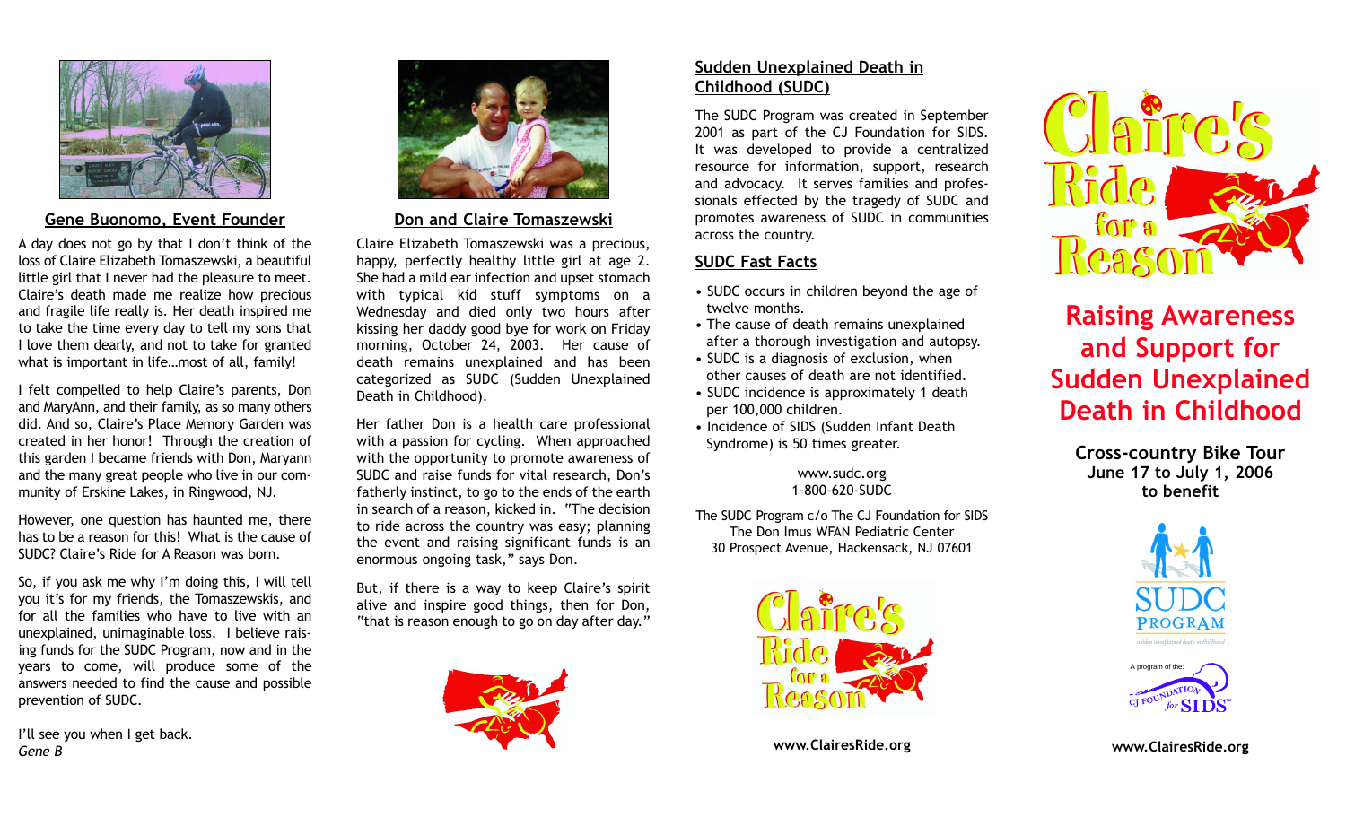## Gene Buonomo, Event Founder

A day does not go by that I don't think of the loss of Claire Elizabeth Tomaszewski, a beautiful little girl that I never had the pleasure to meet. Claire's death made me realize how precious and fragile life really is. Her death inspired me to take the time every day to tell my sons that I love them dearly, and not to take for granted what is important in life…most of all, family!

I felt compelled to help Claire's parents, Don and MaryAnn, and their family, as so many others did. And so, Claire's Place Memory Garden was created in her honor! Through the creation of this garden I became friends with Don, Maryann and the many great people who live in our community of Erskine Lakes, in Ringwood, NJ.

However, one question has haunted me, there has to be a reason for this! What is the cause of SUDC? Claire's Ride for A Reason was born.

So, if you ask me why I'm doing this, I will tell you it's for my friends, the Tomaszewskis, and for all the families who have to live with an unexplained, unimaginable loss. I believe raising funds for the SUDC Program, now and in the years to come, will produce some of the answers needed to find the cause and possible prevention of SUDC.

I'll see you when I get back.
*Gene B*

## Don and Claire Tomaszewski

Claire Elizabeth Tomaszewski was a precious, happy, perfectly healthy little girl at age 2. She had a mild ear infection and upset stomach with typical kid stuff symptoms on a Wednesday and died only two hours after kissing her daddy good bye for work on Friday morning, October 24, 2003. Her cause of death remains unexplained and has been categorized as SUDC (Sudden Unexplained Death in Childhood).

Her father Don is a health care professional with a passion for cycling. When approached with the opportunity to promote awareness of SUDC and raise funds for vital research, Don's fatherly instinct, to go to the ends of the earth in search of a reason, kicked in. "The decision to ride across the country was easy; planning the event and raising significant funds is an enormous ongoing task," says Don.

But, if there is a way to keep Claire's spirit alive and inspire good things, then for Don, "that is reason enough to go on day after day."

## Sudden Unexplained Death in Childhood (SUDC)

The SUDC Program was created in September 2001 as part of the CJ Foundation for SIDS. It was developed to provide a centralized resource for information, support, research and advocacy. It serves families and professionals effected by the tragedy of SUDC and promotes awareness of SUDC in communities across the country.

## SUDC Fast Facts

- SUDC occurs in children beyond the age of twelve months.
- The cause of death remains unexplained after a thorough investigation and autopsy.
- SUDC is a diagnosis of exclusion, when other causes of death are not identified.
- SUDC incidence is approximately 1 death per 100,000 children.
- Incidence of SIDS (Sudden Infant Death Syndrome) is 50 times greater.

www.sudc.org
1-800-620-SUDC

The SUDC Program c/o The CJ Foundation for SIDS
The Don Imus WFAN Pediatric Center
30 Prospect Avenue, Hackensack, NJ 07601

Claire's Ride for a Reason

**www.ClairesRide.org**

# Claire's Ride for a Reason

## Raising Awareness and Support for Sudden Unexplained Death in Childhood

**Cross-country Bike Tour**
**June 17 to July 1, 2006**
**to benefit**

SUDC PROGRAM
sudden unexplained death in childhood

A program of the: CJ FOUNDATION for SIDS™

**www.ClairesRide.org**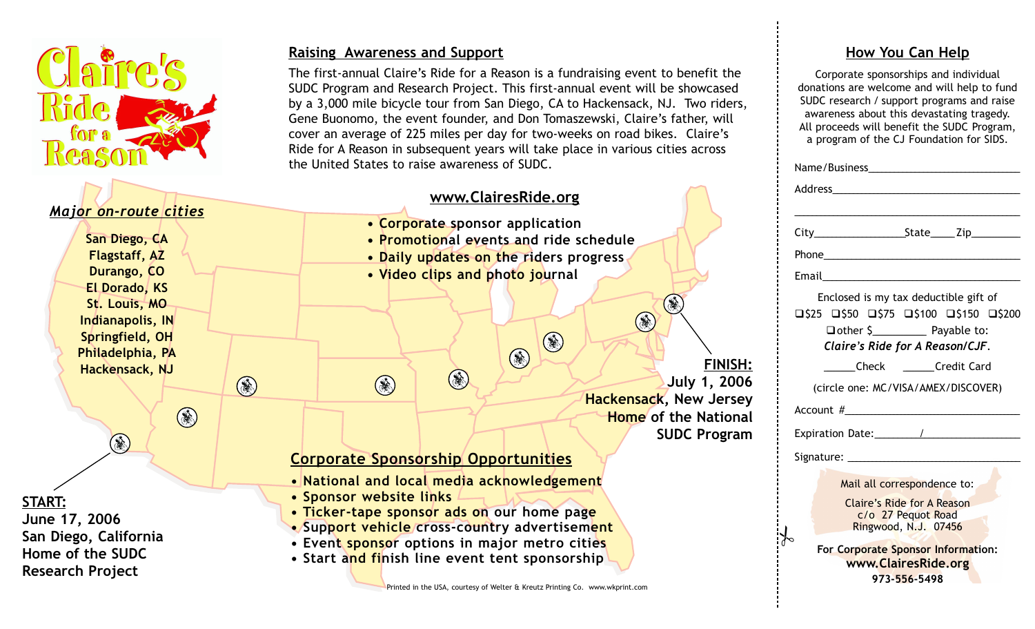Claire's Ride for a Reason

## Raising Awareness and Support

The first-annual Claire's Ride for a Reason is a fundraising event to benefit the SUDC Program and Research Project. This first-annual event will be showcased by a 3,000 mile bicycle tour from San Diego, CA to Hackensack, NJ. Two riders, Gene Buonomo, the event founder, and Don Tomaszewski, Claire's father, will cover an average of 225 miles per day for two-weeks on road bikes. Claire's Ride for A Reason in subsequent years will take place in various cities across the United States to raise awareness of SUDC.

### *Major on-route cities*

**San Diego, CA**
**Flagstaff, AZ**
**Durango, CO**
**El Dorado, KS**
**St. Louis, MO**
**Indianapolis, IN**
**Springfield, OH**
**Philadelphia, PA**
**Hackensack, NJ**

## www.ClairesRide.org

- **Corporate sponsor application**
- **Promotional events and ride schedule**
- **Daily updates on the riders progress**
- **Video clips and photo journal**

**START:**
**June 17, 2006**
**San Diego, California**
**Home of the SUDC Research Project**

**FINISH:**
**July 1, 2006**
**Hackensack, New Jersey**
**Home of the National SUDC Program**

## Corporate Sponsorship Opportunities

- **National and local media acknowledgement**
- **Sponsor website links**
- **Ticker-tape sponsor ads on our home page**
- **Support vehicle cross-country advertisement**
- **Event sponsor options in major metro cities**
- **Start and finish line event tent sponsorship**

Printed in the USA, courtesy of Welter & Kreutz Printing Co. www.wkprint.com

## How You Can Help

Corporate sponsorships and individual donations are welcome and will help to fund SUDC research / support programs and raise awareness about this devastating tragedy. All proceeds will benefit the SUDC Program, a program of the CJ Foundation for SIDS.

Name/Business___________________________

Address_________________________________

________________________________________

City________________State____Zip_________

Phone___________________________________

Email___________________________________

Enclosed is my tax deductible gift of

❑$25 ❑$50 ❑$75 ❑$100 ❑$150 ❑$200

❑other $_________ Payable to:

***Claire's Ride for A Reason/CJF.***

_____Check _____Credit Card

(circle one: MC/VISA/AMEX/DISCOVER)

Account #______________________________

Expiration Date:________/________________

Signature: ______________________________

Mail all correspondence to:

Claire's Ride for A Reason
c/o 27 Pequot Road
Ringwood, N.J. 07456

**For Corporate Sponsor Information:**
**www.ClairesRide.org**
**973-556-5498**